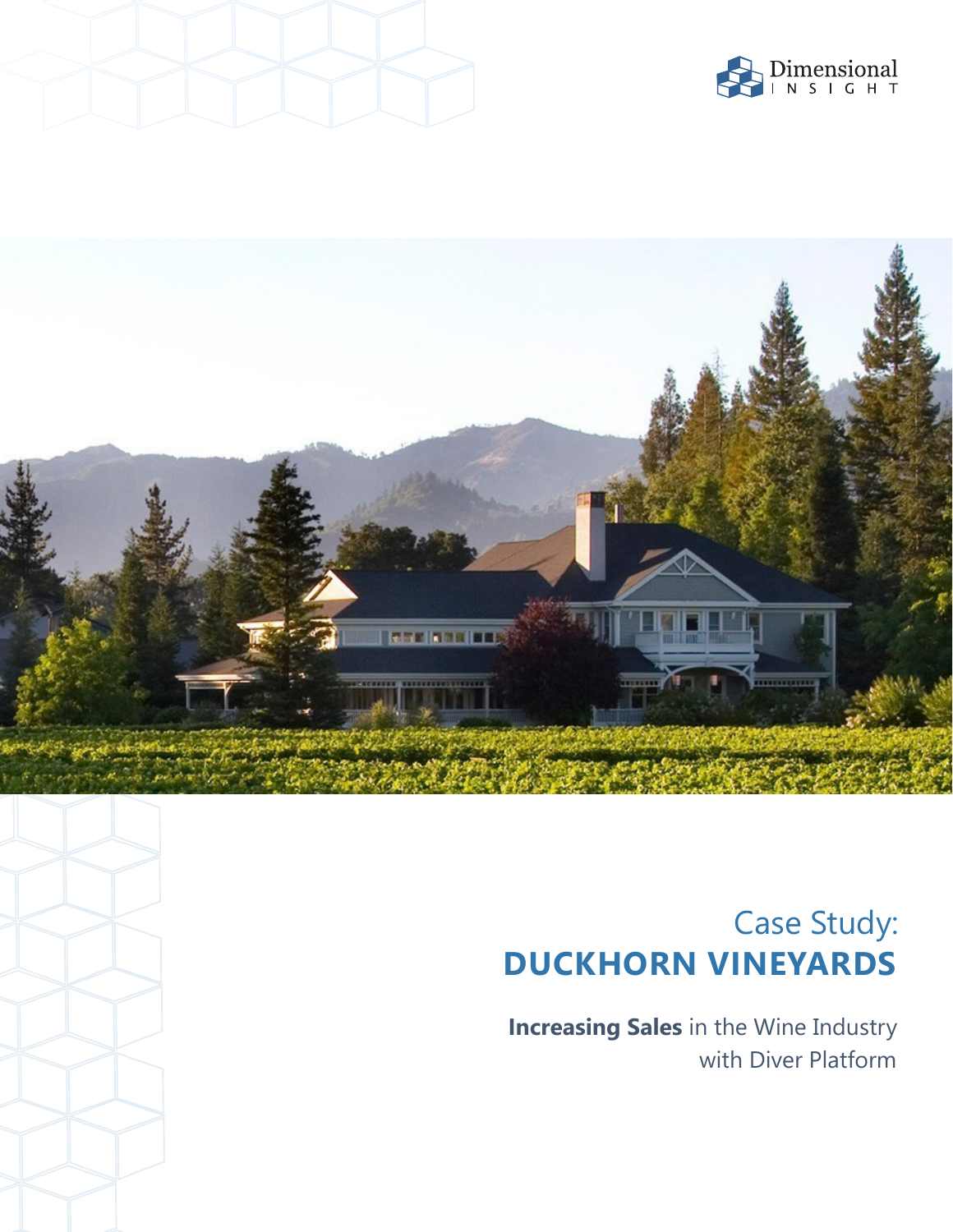Dimensional INSIGHT

# Case Study:
# DUCKHORN VINEYARDS

**Increasing Sales** in the Wine Industry with Diver Platform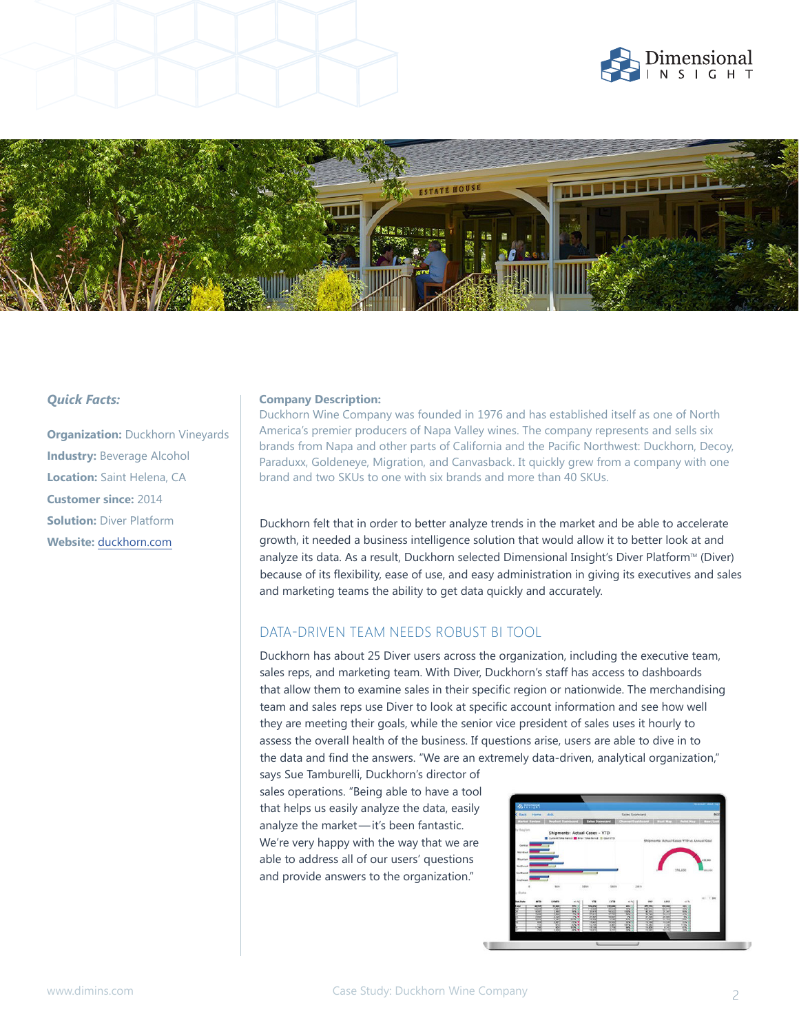### *Quick Facts:*

**Organization:** Duckhorn Vineyards

**Industry:** Beverage Alcohol

**Location:** Saint Helena, CA

**Customer since:** 2014

**Solution:** Diver Platform

**Website:** duckhorn.com

**Company Description:**
Duckhorn Wine Company was founded in 1976 and has established itself as one of North America's premier producers of Napa Valley wines. The company represents and sells six brands from Napa and other parts of California and the Pacific Northwest: Duckhorn, Decoy, Paraduxx, Goldeneye, Migration, and Canvasback. It quickly grew from a company with one brand and two SKUs to one with six brands and more than 40 SKUs.

Duckhorn felt that in order to better analyze trends in the market and be able to accelerate growth, it needed a business intelligence solution that would allow it to better look at and analyze its data. As a result, Duckhorn selected Dimensional Insight's Diver Platform™ (Diver) because of its flexibility, ease of use, and easy administration in giving its executives and sales and marketing teams the ability to get data quickly and accurately.

## DATA-DRIVEN TEAM NEEDS ROBUST BI TOOL

Duckhorn has about 25 Diver users across the organization, including the executive team, sales reps, and marketing team. With Diver, Duckhorn's staff has access to dashboards that allow them to examine sales in their specific region or nationwide. The merchandising team and sales reps use Diver to look at specific account information and see how well they are meeting their goals, while the senior vice president of sales uses it hourly to assess the overall health of the business. If questions arise, users are able to dive in to the data and find the answers. "We are an extremely data-driven, analytical organization," says Sue Tamburelli, Duckhorn's director of sales operations. "Being able to have a tool that helps us easily analyze the data, easily analyze the market—it's been fantastic. We're very happy with the way that we are able to address all of our users' questions and provide answers to the organization."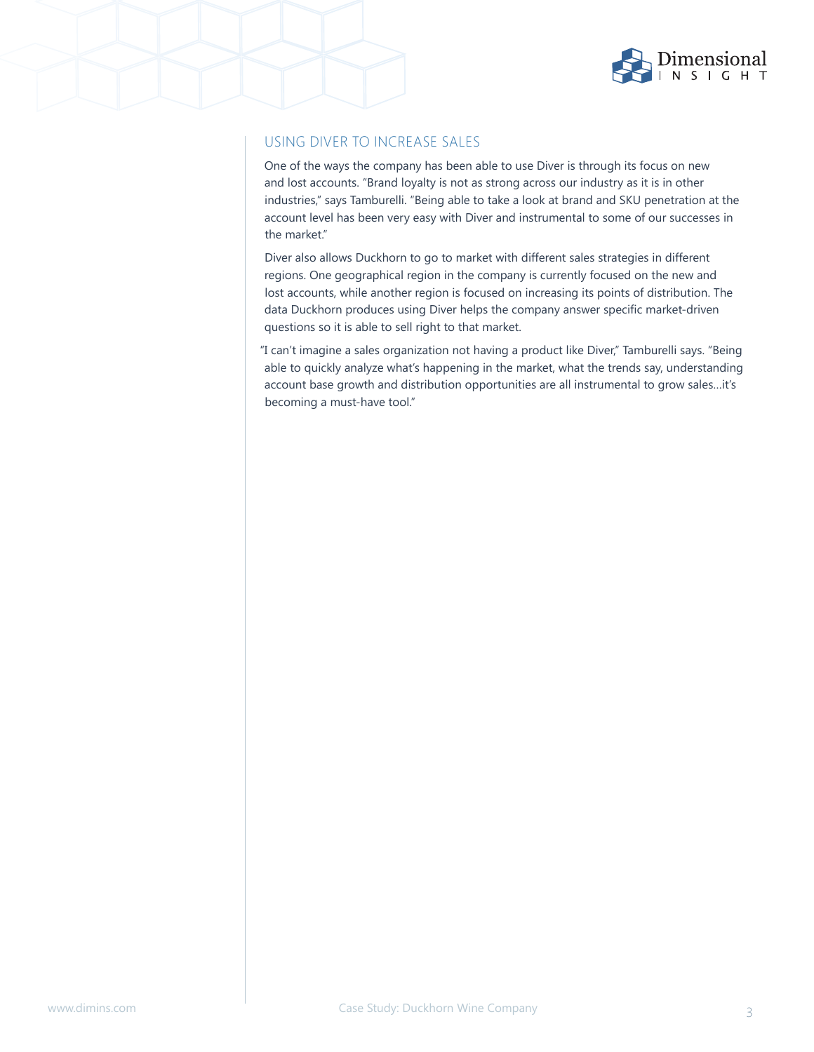## USING DIVER TO INCREASE SALES

One of the ways the company has been able to use Diver is through its focus on new and lost accounts. "Brand loyalty is not as strong across our industry as it is in other industries," says Tamburelli. "Being able to take a look at brand and SKU penetration at the account level has been very easy with Diver and instrumental to some of our successes in the market."

Diver also allows Duckhorn to go to market with different sales strategies in different regions. One geographical region in the company is currently focused on the new and lost accounts, while another region is focused on increasing its points of distribution. The data Duckhorn produces using Diver helps the company answer specific market-driven questions so it is able to sell right to that market.

"I can't imagine a sales organization not having a product like Diver," Tamburelli says. "Being able to quickly analyze what's happening in the market, what the trends say, understanding account base growth and distribution opportunities are all instrumental to grow sales…it's becoming a must-have tool."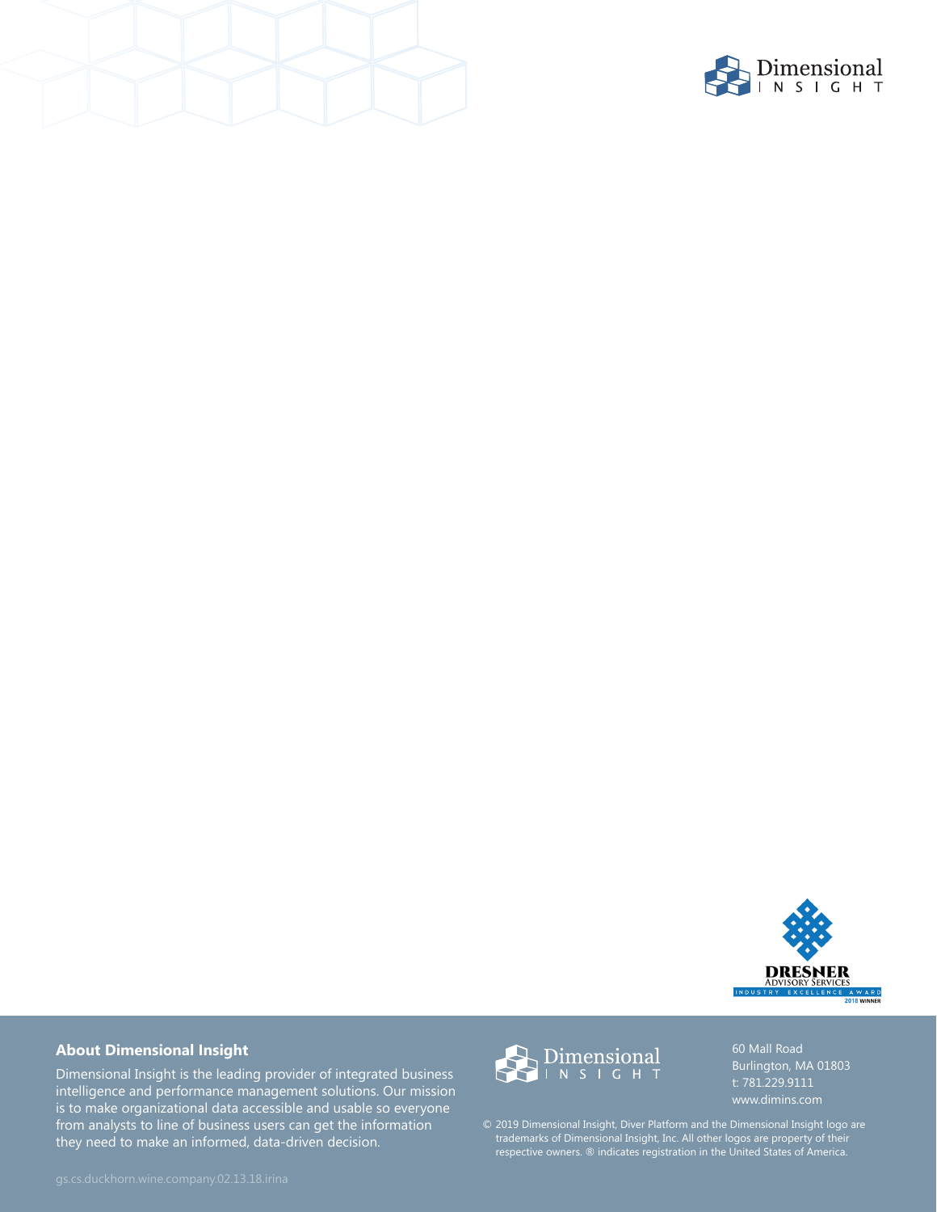## About Dimensional Insight

Dimensional Insight is the leading provider of integrated business intelligence and performance management solutions. Our mission is to make organizational data accessible and usable so everyone from analysts to line of business users can get the information they need to make an informed, data-driven decision.

60 Mall Road
Burlington, MA 01803
t: 781.229.9111
www.dimins.com

© 2019 Dimensional Insight, Diver Platform and the Dimensional Insight logo are trademarks of Dimensional Insight, Inc. All other logos are property of their respective owners. ® indicates registration in the United States of America.

gs.cs.duckhorn.wine.company.02.13.18.irina